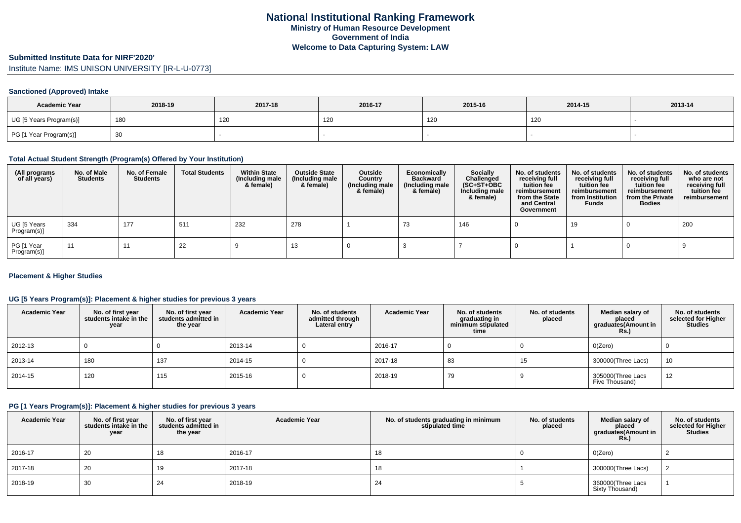# National Institutional Ranking Framework
**Ministry of Human Resource Development**
**Government of India**
**Welcome to Data Capturing System: LAW**

## Submitted Institute Data for NIRF'2020'

Institute Name: IMS UNISON UNIVERSITY [IR-L-U-0773]

### Sanctioned (Approved) Intake

| Academic Year | 2018-19 | 2017-18 | 2016-17 | 2015-16 | 2014-15 | 2013-14 |
|---|---|---|---|---|---|---|
| UG [5 Years Program(s)] | 180 | 120 | 120 | 120 | 120 | - |
| PG [1 Year Program(s)] | 30 | - | - | - | - | - |

### Total Actual Student Strength (Program(s) Offered by Your Institution)

| (All programs of all years) | No. of Male Students | No. of Female Students | Total Students | Within State (Including male & female) | Outside State (Including male & female) | Outside Country (Including male & female) | Economically Backward (Including male & female) | Socially Challenged (SC+ST+OBC Including male & female) | No. of students receiving full tuition fee reimbursement from the State and Central Government | No. of students receiving full tuition fee reimbursement from Institution Funds | No. of students receiving full tuition fee reimbursement from the Private Bodies | No. of students who are not receiving full tuition fee reimbursement |
|---|---|---|---|---|---|---|---|---|---|---|---|---|
| UG [5 Years Program(s)] | 334 | 177 | 511 | 232 | 278 | 1 | 73 | 146 | 0 | 19 | 0 | 200 |
| PG [1 Year Program(s)] | 11 | 11 | 22 | 9 | 13 | 0 | 3 | 7 | 0 | 1 | 0 | 9 |

### Placement & Higher Studies

#### UG [5 Years Program(s)]: Placement & higher studies for previous 3 years

| Academic Year | No. of first year students intake in the year | No. of first year students admitted in the year | Academic Year | No. of students admitted through Lateral entry | Academic Year | No. of students graduating in minimum stipulated time | No. of students placed | Median salary of placed graduates(Amount in Rs.) | No. of students selected for Higher Studies |
|---|---|---|---|---|---|---|---|---|---|
| 2012-13 | 0 | 0 | 2013-14 | 0 | 2016-17 | 0 | 0 | 0(Zero) | 0 |
| 2013-14 | 180 | 137 | 2014-15 | 0 | 2017-18 | 83 | 15 | 300000(Three Lacs) | 10 |
| 2014-15 | 120 | 115 | 2015-16 | 0 | 2018-19 | 79 | 9 | 305000(Three Lacs Five Thousand) | 12 |

#### PG [1 Years Program(s)]: Placement & higher studies for previous 3 years

| Academic Year | No. of first year students intake in the year | No. of first year students admitted in the year | Academic Year | No. of students graduating in minimum stipulated time | No. of students placed | Median salary of placed graduates(Amount in Rs.) | No. of students selected for Higher Studies |
|---|---|---|---|---|---|---|---|
| 2016-17 | 20 | 18 | 2016-17 | 18 | 0 | 0(Zero) | 2 |
| 2017-18 | 20 | 19 | 2017-18 | 18 | 1 | 300000(Three Lacs) | 2 |
| 2018-19 | 30 | 24 | 2018-19 | 24 | 5 | 360000(Three Lacs Sixty Thousand) | 1 |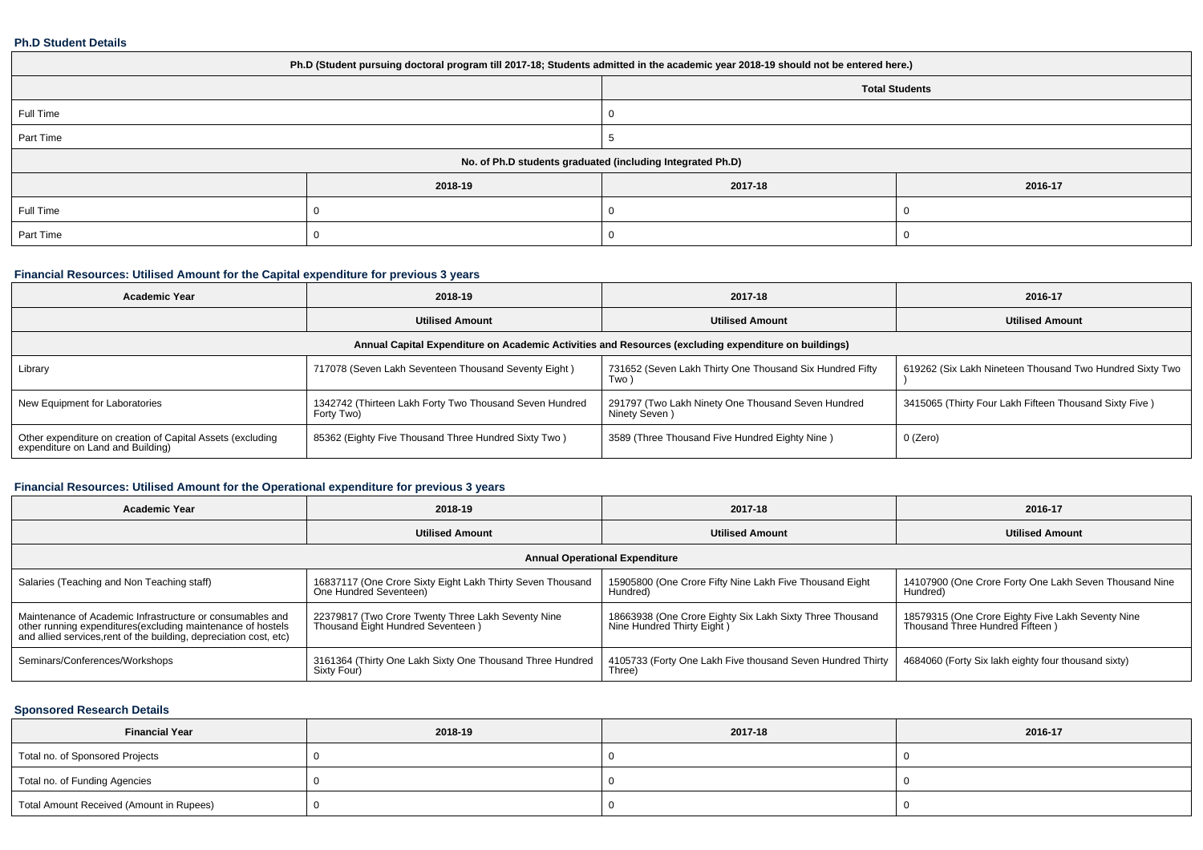### Ph.D Student Details

| Ph.D (Student pursuing doctoral program till 2017-18; Students admitted in the academic year 2018-19 should not be entered here.) | | | |
|---|---|---|---|
| | | Total Students | |
| Full Time | | 0 | |
| Part Time | | 5 | |
| No. of Ph.D students graduated (including Integrated Ph.D) | | | |
| | 2018-19 | 2017-18 | 2016-17 |
| Full Time | 0 | 0 | 0 |
| Part Time | 0 | 0 | 0 |

### Financial Resources: Utilised Amount for the Capital expenditure for previous 3 years

| Academic Year | 2018-19 | 2017-18 | 2016-17 |
|---|---|---|---|
| | Utilised Amount | Utilised Amount | Utilised Amount |
| Annual Capital Expenditure on Academic Activities and Resources (excluding expenditure on buildings) | | | |
| Library | 717078 (Seven Lakh Seventeen Thousand Seventy Eight ) | 731652 (Seven Lakh Thirty One Thousand Six Hundred Fifty Two ) | 619262 (Six Lakh Nineteen Thousand Two Hundred Sixty Two ) |
| New Equipment for Laboratories | 1342742 (Thirteen Lakh Forty Two Thousand Seven Hundred Forty Two) | 291797 (Two Lakh Ninety One Thousand Seven Hundred Ninety Seven ) | 3415065 (Thirty Four Lakh Fifteen Thousand Sixty Five ) |
| Other expenditure on creation of Capital Assets (excluding expenditure on Land and Building) | 85362 (Eighty Five Thousand Three Hundred Sixty Two ) | 3589 (Three Thousand Five Hundred Eighty Nine ) | 0 (Zero) |

### Financial Resources: Utilised Amount for the Operational expenditure for previous 3 years

| Academic Year | 2018-19 | 2017-18 | 2016-17 |
|---|---|---|---|
| | Utilised Amount | Utilised Amount | Utilised Amount |
| Annual Operational Expenditure | | | |
| Salaries (Teaching and Non Teaching staff) | 16837117 (One Crore Sixty Eight Lakh Thirty Seven Thousand One Hundred Seventeen) | 15905800 (One Crore Fifty Nine Lakh Five Thousand Eight Hundred) | 14107900 (One Crore Forty One Lakh Seven Thousand Nine Hundred) |
| Maintenance of Academic Infrastructure or consumables and other running expenditures(excluding maintenance of hostels and allied services,rent of the building, depreciation cost, etc) | 22379817 (Two Crore Twenty Three Lakh Seventy Nine Thousand Eight Hundred Seventeen ) | 18663938 (One Crore Eighty Six Lakh Sixty Three Thousand Nine Hundred Thirty Eight ) | 18579315 (One Crore Eighty Five Lakh Seventy Nine Thousand Three Hundred Fifteen ) |
| Seminars/Conferences/Workshops | 3161364 (Thirty One Lakh Sixty One Thousand Three Hundred Sixty Four) | 4105733 (Forty One Lakh Five thousand Seven Hundred Thirty Three) | 4684060 (Forty Six lakh eighty four thousand sixty) |

### Sponsored Research Details

| Financial Year | 2018-19 | 2017-18 | 2016-17 |
|---|---|---|---|
| Total no. of Sponsored Projects | 0 | 0 | 0 |
| Total no. of Funding Agencies | 0 | 0 | 0 |
| Total Amount Received (Amount in Rupees) | 0 | 0 | 0 |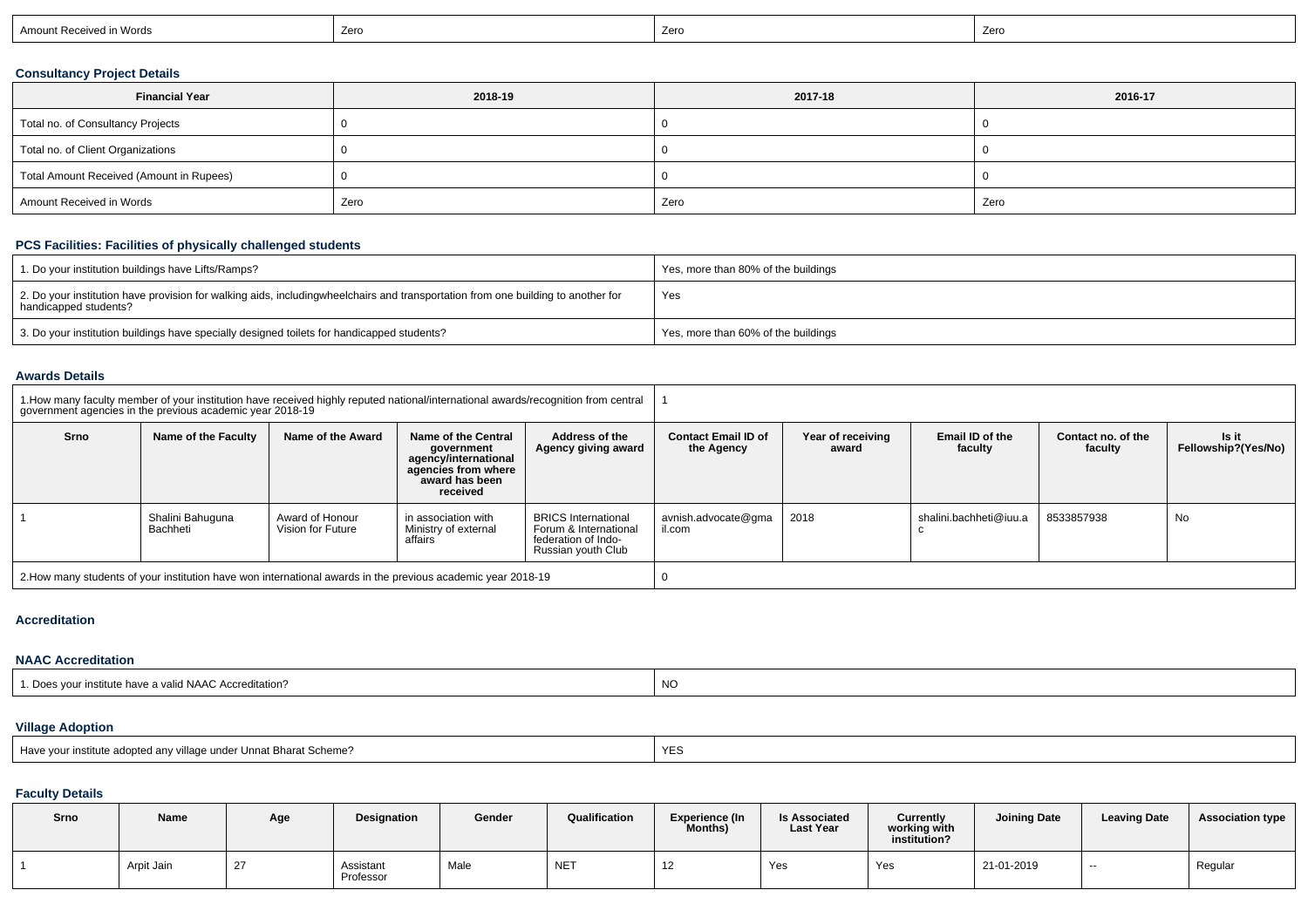| Amount Received in Words | Zero | Zero | Zero |
|---|---|---|---|

### Consultancy Project Details

| Financial Year | 2018-19 | 2017-18 | 2016-17 |
|---|---|---|---|
| Total no. of Consultancy Projects | 0 | 0 | 0 |
| Total no. of Client Organizations | 0 | 0 | 0 |
| Total Amount Received (Amount in Rupees) | 0 | 0 | 0 |
| Amount Received in Words | Zero | Zero | Zero |

### PCS Facilities: Facilities of physically challenged students

| | |
|---|---|
| 1. Do your institution buildings have Lifts/Ramps? | Yes, more than 80% of the buildings |
| 2. Do your institution have provision for walking aids, includingwheelchairs and transportation from one building to another for handicapped students? | Yes |
| 3. Do your institution buildings have specially designed toilets for handicapped students? | Yes, more than 60% of the buildings |

### Awards Details

| 1.How many faculty member of your institution have received highly reputed national/international awards/recognition from central government agencies in the previous academic year 2018-19 | | | | | 1 | | | | |
|---|---|---|---|---|---|---|---|---|---|
| Srno | Name of the Faculty | Name of the Award | Name of the Central government agency/international agencies from where award has been received | Address of the Agency giving award | Contact Email ID of the Agency | Year of receiving award | Email ID of the faculty | Contact no. of the faculty | Is it Fellowship?(Yes/No) |
| 1 | Shalini Bahuguna Bachheti | Award of Honour Vision for Future | in association with Ministry of external affairs | BRICS International Forum & International federation of Indo-Russian youth Club | avnish.advocate@gmail.com | 2018 | shalini.bachheti@iuu.ac | 8533857938 | No |
| 2.How many students of your institution have won international awards in the previous academic year 2018-19 | | | | | 0 | | | | |

### Accreditation

### NAAC Accreditation

| | |
|---|---|
| 1. Does your institute have a valid NAAC Accreditation? | NO |

### Village Adoption

| | |
|---|---|
| Have your institute adopted any village under Unnat Bharat Scheme? | YES |

### Faculty Details

| Srno | Name | Age | Designation | Gender | Qualification | Experience (In Months) | Is Associated Last Year | Currently working with institution? | Joining Date | Leaving Date | Association type |
|---|---|---|---|---|---|---|---|---|---|---|---|
| 1 | Arpit Jain | 27 | Assistant Professor | Male | NET | 12 | Yes | Yes | 21-01-2019 | -- | Regular |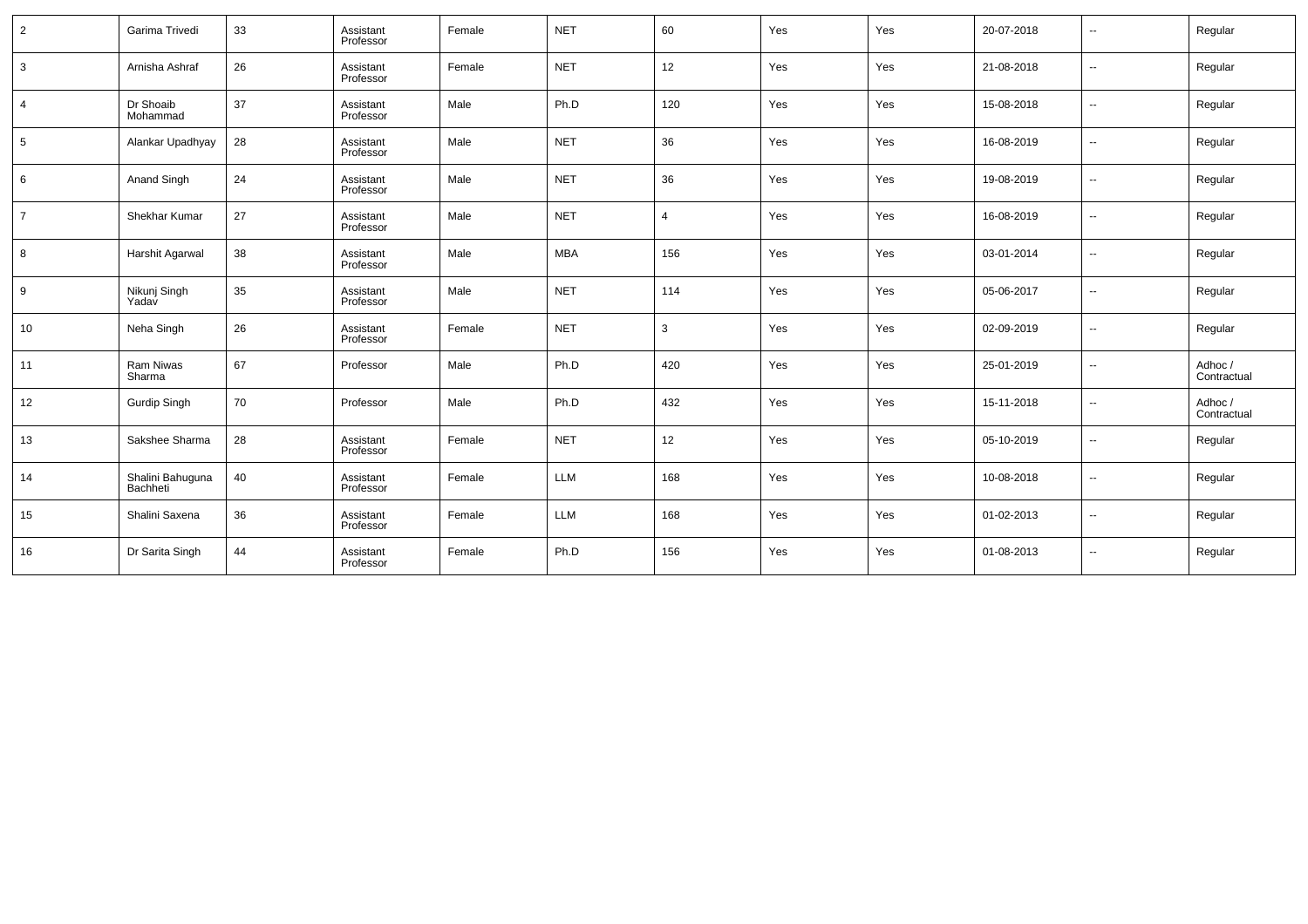| | | | | | | | | | | | |
|---|---|---|---|---|---|---|---|---|---|---|---|
| 2 | Garima Trivedi | 33 | Assistant Professor | Female | NET | 60 | Yes | Yes | 20-07-2018 | -- | Regular |
| 3 | Arnisha Ashraf | 26 | Assistant Professor | Female | NET | 12 | Yes | Yes | 21-08-2018 | -- | Regular |
| 4 | Dr Shoaib Mohammad | 37 | Assistant Professor | Male | Ph.D | 120 | Yes | Yes | 15-08-2018 | -- | Regular |
| 5 | Alankar Upadhyay | 28 | Assistant Professor | Male | NET | 36 | Yes | Yes | 16-08-2019 | -- | Regular |
| 6 | Anand Singh | 24 | Assistant Professor | Male | NET | 36 | Yes | Yes | 19-08-2019 | -- | Regular |
| 7 | Shekhar Kumar | 27 | Assistant Professor | Male | NET | 4 | Yes | Yes | 16-08-2019 | -- | Regular |
| 8 | Harshit Agarwal | 38 | Assistant Professor | Male | MBA | 156 | Yes | Yes | 03-01-2014 | -- | Regular |
| 9 | Nikunj Singh Yadav | 35 | Assistant Professor | Male | NET | 114 | Yes | Yes | 05-06-2017 | -- | Regular |
| 10 | Neha Singh | 26 | Assistant Professor | Female | NET | 3 | Yes | Yes | 02-09-2019 | -- | Regular |
| 11 | Ram Niwas Sharma | 67 | Professor | Male | Ph.D | 420 | Yes | Yes | 25-01-2019 | -- | Adhoc / Contractual |
| 12 | Gurdip Singh | 70 | Professor | Male | Ph.D | 432 | Yes | Yes | 15-11-2018 | -- | Adhoc / Contractual |
| 13 | Sakshee Sharma | 28 | Assistant Professor | Female | NET | 12 | Yes | Yes | 05-10-2019 | -- | Regular |
| 14 | Shalini Bahuguna Bachheti | 40 | Assistant Professor | Female | LLM | 168 | Yes | Yes | 10-08-2018 | -- | Regular |
| 15 | Shalini Saxena | 36 | Assistant Professor | Female | LLM | 168 | Yes | Yes | 01-02-2013 | -- | Regular |
| 16 | Dr Sarita Singh | 44 | Assistant Professor | Female | Ph.D | 156 | Yes | Yes | 01-08-2013 | -- | Regular |